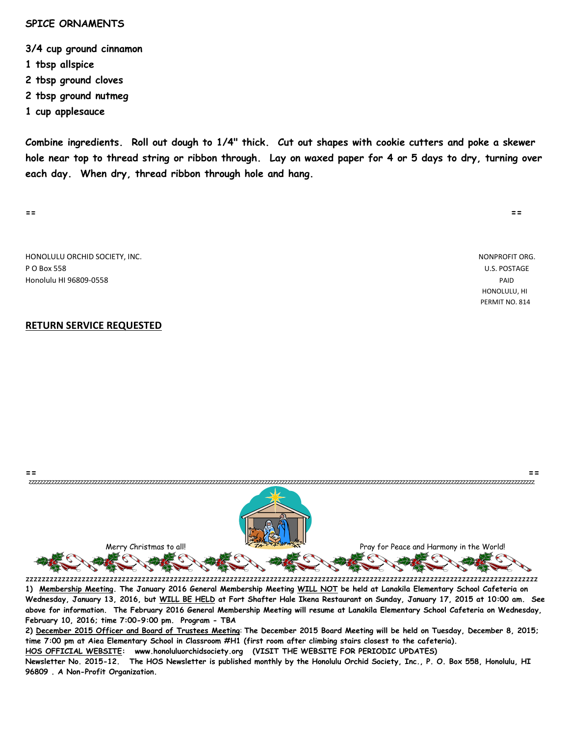## SPICE ORNAMENTS

**3/4 cup ground cinnamon**
**1 tbsp allspice**
**2 tbsp ground cloves**
**2 tbsp ground nutmeg**
**1 cup applesauce**

**Combine ingredients. Roll out dough to 1/4" thick. Cut out shapes with cookie cutters and poke a skewer hole near top to thread string or ribbon through. Lay on waxed paper for 4 or 5 days to dry, turning over each day. When dry, thread ribbon through hole and hang.**

HONOLULU ORCHID SOCIETY, INC.
P O Box 558
Honolulu HI 96809-0558

NONPROFIT ORG.
U.S. POSTAGE
PAID
HONOLULU, HI
PERMIT NO. 814

**RETURN SERVICE REQUESTED**

Merry Christmas to all!

Pray for Peace and Harmony in the World!

**1) Membership Meeting. The January 2016 General Membership Meeting WILL NOT be held at Lanakila Elementary School Cafeteria on Wednesday, January 13, 2016, but WILL BE HELD at Fort Shafter Hale Ikena Restaurant on Sunday, January 17, 2015 at 10:00 am. See above for information. The February 2016 General Membership Meeting will resume at Lanakila Elementary School Cafeteria on Wednesday, February 10, 2016; time 7:00-9:00 pm. Program - TBA**

**2) December 2015 Officer and Board of Trustees Meeting: The December 2015 Board Meeting will be held on Tuesday, December 8, 2015; time 7:00 pm at Aiea Elementary School in Classroom #H1 (first room after climbing stairs closest to the cafeteria).**

**HOS OFFICIAL WEBSITE: www.honoluluorchidsociety.org (VISIT THE WEBSITE FOR PERIODIC UPDATES)**

**Newsletter No. 2015-12. The HOS Newsletter is published monthly by the Honolulu Orchid Society, Inc., P. O. Box 558, Honolulu, HI 96809 . A Non-Profit Organization.**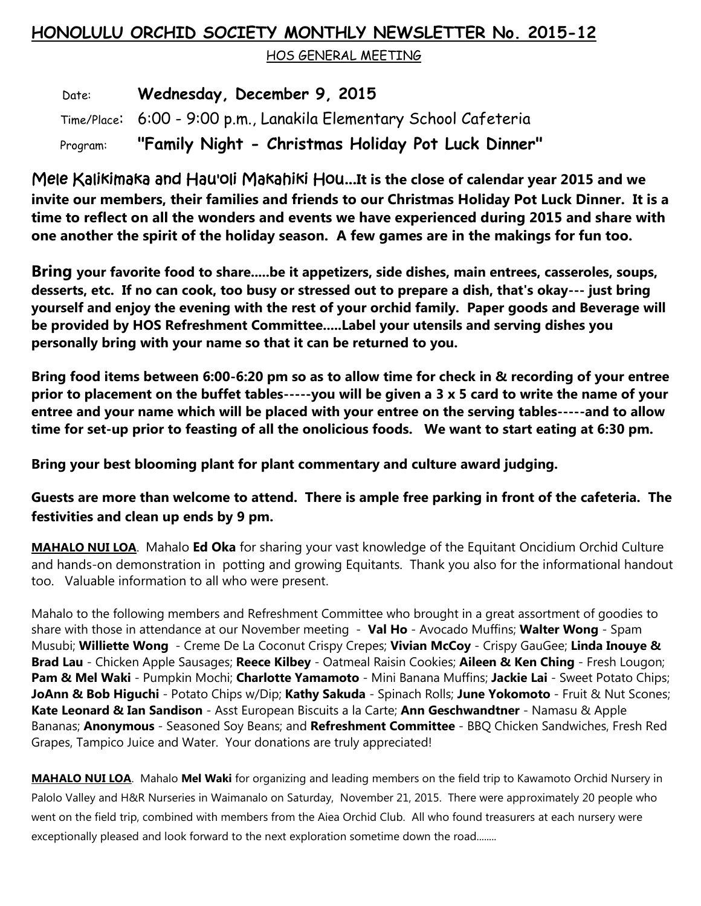# HONOLULU ORCHID SOCIETY MONTHLY NEWSLETTER No. 2015-12

HOS GENERAL MEETING

Date: **Wednesday, December 9, 2015**

Time/Place: 6:00 - 9:00 p.m., Lanakila Elementary School Cafeteria

Program: **"Family Night - Christmas Holiday Pot Luck Dinner"**

Mele Kalikimaka and Hau'oli Makahiki Hou...**It is the close of calendar year 2015 and we invite our members, their families and friends to our Christmas Holiday Pot Luck Dinner. It is a time to reflect on all the wonders and events we have experienced during 2015 and share with one another the spirit of the holiday season. A few games are in the makings for fun too.**

**Bring your favorite food to share.....be it appetizers, side dishes, main entrees, casseroles, soups, desserts, etc. If no can cook, too busy or stressed out to prepare a dish, that's okay--- just bring yourself and enjoy the evening with the rest of your orchid family. Paper goods and Beverage will be provided by HOS Refreshment Committee.....Label your utensils and serving dishes you personally bring with your name so that it can be returned to you.**

**Bring food items between 6:00-6:20 pm so as to allow time for check in & recording of your entree prior to placement on the buffet tables-----you will be given a 3 x 5 card to write the name of your entree and your name which will be placed with your entree on the serving tables-----and to allow time for set-up prior to feasting of all the onolicious foods. We want to start eating at 6:30 pm.**

**Bring your best blooming plant for plant commentary and culture award judging.**

**Guests are more than welcome to attend. There is ample free parking in front of the cafeteria. The festivities and clean up ends by 9 pm.**

**MAHALO NUI LOA**. Mahalo **Ed Oka** for sharing your vast knowledge of the Equitant Oncidium Orchid Culture and hands-on demonstration in potting and growing Equitants. Thank you also for the informational handout too. Valuable information to all who were present.

Mahalo to the following members and Refreshment Committee who brought in a great assortment of goodies to share with those in attendance at our November meeting - **Val Ho** - Avocado Muffins; **Walter Wong** - Spam Musubi; **Williette Wong** - Creme De La Coconut Crispy Crepes; **Vivian McCoy** - Crispy GauGee; **Linda Inouye & Brad Lau** - Chicken Apple Sausages; **Reece Kilbey** - Oatmeal Raisin Cookies; **Aileen & Ken Ching** - Fresh Lougon; **Pam & Mel Waki** - Pumpkin Mochi; **Charlotte Yamamoto** - Mini Banana Muffins; **Jackie Lai** - Sweet Potato Chips; **JoAnn & Bob Higuchi** - Potato Chips w/Dip; **Kathy Sakuda** - Spinach Rolls; **June Yokomoto** - Fruit & Nut Scones; **Kate Leonard & Ian Sandison** - Asst European Biscuits a la Carte; **Ann Geschwandtner** - Namasu & Apple Bananas; **Anonymous** - Seasoned Soy Beans; and **Refreshment Committee** - BBQ Chicken Sandwiches, Fresh Red Grapes, Tampico Juice and Water. Your donations are truly appreciated!

**MAHALO NUI LOA**. Mahalo **Mel Waki** for organizing and leading members on the field trip to Kawamoto Orchid Nursery in Palolo Valley and H&R Nurseries in Waimanalo on Saturday, November 21, 2015. There were approximately 20 people who went on the field trip, combined with members from the Aiea Orchid Club. All who found treasurers at each nursery were exceptionally pleased and look forward to the next exploration sometime down the road........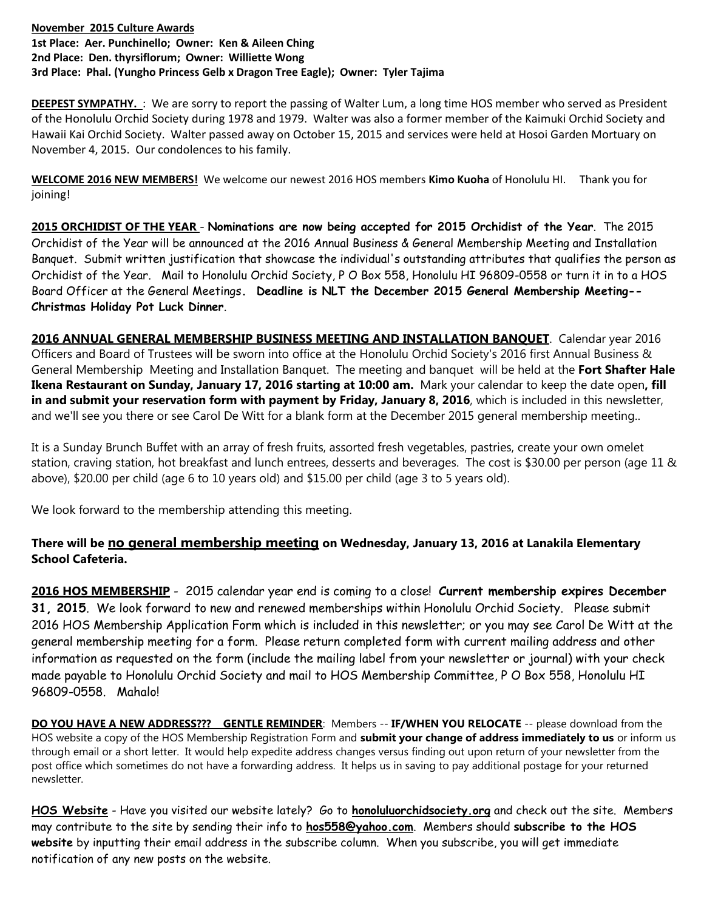**<u>November 2015 Culture Awards</u>**
**1st Place: Aer. Punchinello; Owner: Ken & Aileen Ching**
**2nd Place: Den. thyrsiflorum; Owner: Williette Wong**
**3rd Place: Phal. (Yungho Princess Gelb x Dragon Tree Eagle); Owner: Tyler Tajima**

**<u>DEEPEST SYMPATHY.</u>** : We are sorry to report the passing of Walter Lum, a long time HOS member who served as President of the Honolulu Orchid Society during 1978 and 1979. Walter was also a former member of the Kaimuki Orchid Society and Hawaii Kai Orchid Society. Walter passed away on October 15, 2015 and services were held at Hosoi Garden Mortuary on November 4, 2015. Our condolences to his family.

**<u>WELCOME 2016 NEW MEMBERS!</u>** We welcome our newest 2016 HOS members **Kimo Kuoha** of Honolulu HI. Thank you for joining!

**<u>2015 ORCHIDIST OF THE YEAR</u>** - **Nominations are now being accepted for 2015 Orchidist of the Year**. The 2015 Orchidist of the Year will be announced at the 2016 Annual Business & General Membership Meeting and Installation Banquet. Submit written justification that showcase the individual's outstanding attributes that qualifies the person as Orchidist of the Year. Mail to Honolulu Orchid Society, P O Box 558, Honolulu HI 96809-0558 or turn it in to a HOS Board Officer at the General Meetings. **Deadline is NLT the December 2015 General Membership Meeting--Christmas Holiday Pot Luck Dinner**.

**<u>2016 ANNUAL GENERAL MEMBERSHIP BUSINESS MEETING AND INSTALLATION BANQUET</u>**. Calendar year 2016 Officers and Board of Trustees will be sworn into office at the Honolulu Orchid Society's 2016 first Annual Business & General Membership Meeting and Installation Banquet. The meeting and banquet will be held at the **Fort Shafter Hale Ikena Restaurant on Sunday, January 17, 2016 starting at 10:00 am.** Mark your calendar to keep the date open**, fill in and submit your reservation form with payment by Friday, January 8, 2016**, which is included in this newsletter, and we'll see you there or see Carol De Witt for a blank form at the December 2015 general membership meeting..

It is a Sunday Brunch Buffet with an array of fresh fruits, assorted fresh vegetables, pastries, create your own omelet station, craving station, hot breakfast and lunch entrees, desserts and beverages. The cost is $30.00 per person (age 11 & above), $20.00 per child (age 6 to 10 years old) and $15.00 per child (age 3 to 5 years old).

We look forward to the membership attending this meeting.

**There will be <u>no general membership meeting</u> on Wednesday, January 13, 2016 at Lanakila Elementary School Cafeteria.**

**<u>2016 HOS MEMBERSHIP</u>** - 2015 calendar year end is coming to a close! **Current membership expires December 31, 2015**. We look forward to new and renewed memberships within Honolulu Orchid Society. Please submit 2016 HOS Membership Application Form which is included in this newsletter; or you may see Carol De Witt at the general membership meeting for a form. Please return completed form with current mailing address and other information as requested on the form (include the mailing label from your newsletter or journal) with your check made payable to Honolulu Orchid Society and mail to HOS Membership Committee, P O Box 558, Honolulu HI 96809-0558. Mahalo!

**<u>DO YOU HAVE A NEW ADDRESS??? GENTLE REMINDER</u>**: Members -- **IF/WHEN YOU RELOCATE** -- please download from the HOS website a copy of the HOS Membership Registration Form and **submit your change of address immediately to us** or inform us through email or a short letter. It would help expedite address changes versus finding out upon return of your newsletter from the post office which sometimes do not have a forwarding address. It helps us in saving to pay additional postage for your returned newsletter.

**<u>HOS Website</u>** - Have you visited our website lately? Go to **<u>honoluluorchidsociety.org</u>** and check out the site. Members may contribute to the site by sending their info to **<u>hos558@yahoo.com</u>**. Members should **subscribe to the HOS website** by inputting their email address in the subscribe column. When you subscribe, you will get immediate notification of any new posts on the website.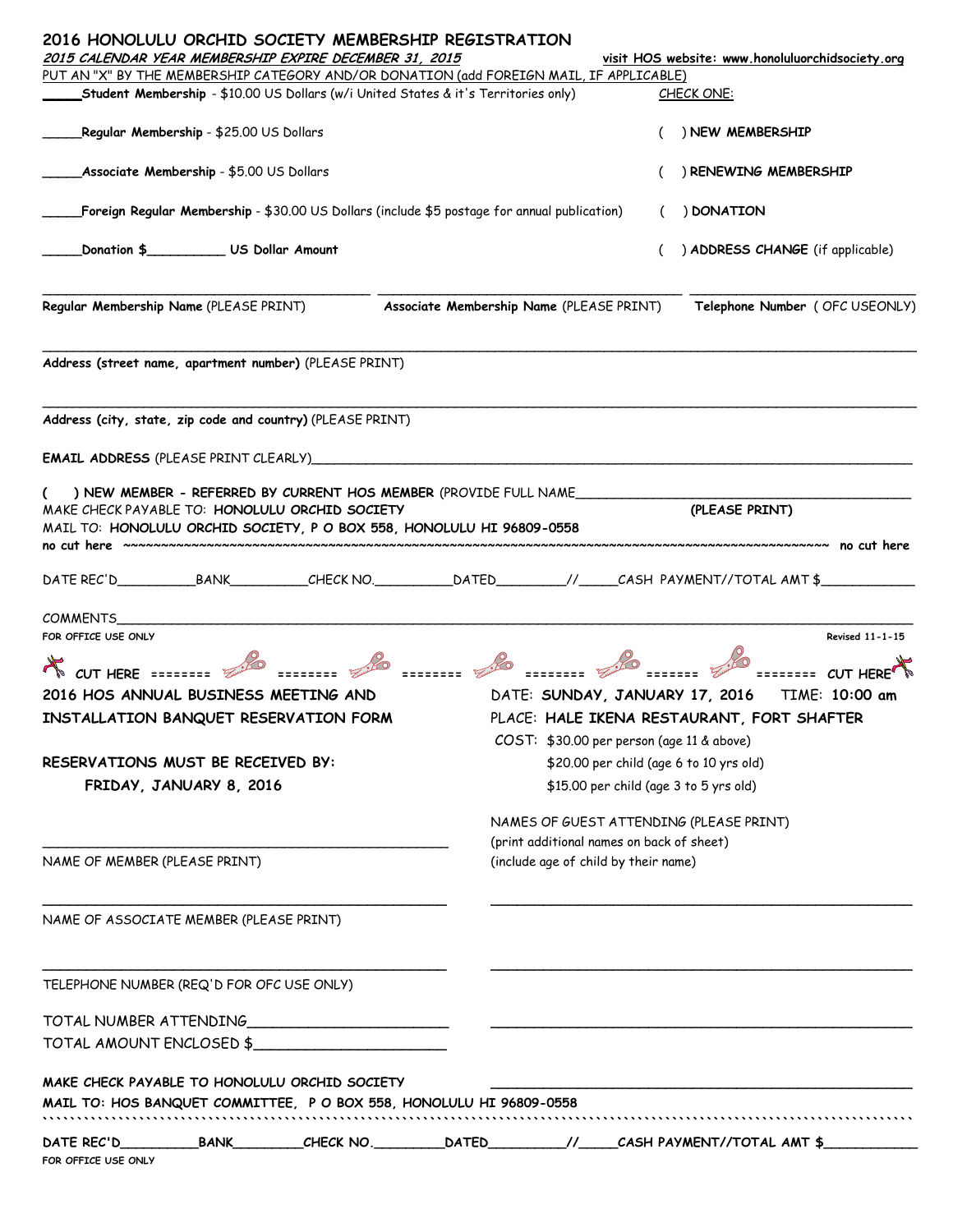# 2016 HONOLULU ORCHID SOCIETY MEMBERSHIP REGISTRATION

***2015 CALENDAR YEAR MEMBERSHIP EXPIRE DECEMBER 31, 2015*** **visit HOS website: www.honoluluorchidsociety.org**

PUT AN "X" BY THE MEMBERSHIP CATEGORY AND/OR DONATION (add FOREIGN MAIL, IF APPLICABLE)

_____**Student Membership** - $10.00 US Dollars (w/i United States & it's Territories only)

_____**Regular Membership** - $25.00 US Dollars

_____**Associate Membership** - $5.00 US Dollars

_____**Foreign Regular Membership** - $30.00 US Dollars (include $5 postage for annual publication)

_____**Donation $**__________ **US Dollar Amount**

CHECK ONE:

( ) **NEW MEMBERSHIP**

( ) **RENEWING MEMBERSHIP**

( ) **DONATION**

( ) **ADDRESS CHANGE** (if applicable)

__________________ __________________ __________________

**Regular Membership Name** (PLEASE PRINT) **Associate Membership Name** (PLEASE PRINT) **Telephone Number** ( OFC USEONLY)

__________________________________________

**Address (street name, apartment number)** (PLEASE PRINT)

__________________________________________

**Address (city, state, zip code and country)** (PLEASE PRINT)

**EMAIL ADDRESS** (PLEASE PRINT CLEARLY)__________________________________________

( ) **NEW MEMBER - REFERRED BY CURRENT HOS MEMBER** (PROVIDE FULL NAME__________________________ **(PLEASE PRINT)**

MAKE CHECK PAYABLE TO: **HONOLULU ORCHID SOCIETY**

MAIL TO: **HONOLULU ORCHID SOCIETY, P O BOX 558, HONOLULU HI 96809-0558**

**no cut here** ~~~~~~~~~~~~~~~~~~~~~~~~~~~~~~~~~~~~~~~~~~~~~~~~~~~~~~~~~~~~~~~ **no cut here**

DATE REC'D__________BANK__________CHECK NO.__________DATED_________//_____CASH PAYMENT//TOTAL AMT $____________

COMMENTS__________________________________________

FOR OFFICE USE ONLY

Revised 11-1-15

CUT HERE ======== ======== ======== ======== ======= ======== CUT HERE

## 2016 HOS ANNUAL BUSINESS MEETING AND INSTALLATION BANQUET RESERVATION FORM

DATE: **SUNDAY, JANUARY 17, 2016** TIME: **10:00 am**

PLACE: **HALE IKENA RESTAURANT, FORT SHAFTER**

COST: $30.00 per person (age 11 & above)
$20.00 per child (age 6 to 10 yrs old)
$15.00 per child (age 3 to 5 yrs old)

**RESERVATIONS MUST BE RECEIVED BY:**
**FRIDAY, JANUARY 8, 2016**

NAMES OF GUEST ATTENDING (PLEASE PRINT)
(print additional names on back of sheet)
(include age of child by their name)

__________________________________________

NAME OF MEMBER (PLEASE PRINT)

__________________________________________

NAME OF ASSOCIATE MEMBER (PLEASE PRINT)

__________________________________________

TELEPHONE NUMBER (REQ'D FOR OFC USE ONLY)

TOTAL NUMBER ATTENDING______________________

TOTAL AMOUNT ENCLOSED $______________________

__________________________________________

__________________________________________

__________________________________________

__________________________________________

**MAKE CHECK PAYABLE TO HONOLULU ORCHID SOCIETY**

**MAIL TO: HOS BANQUET COMMITTEE, P O BOX 558, HONOLULU HI 96809-0558**

**DATE REC'D**_________**BANK**________**CHECK NO.**________**DATED**_________**//**_____**CASH PAYMENT//TOTAL AMT $**____________

FOR OFFICE USE ONLY